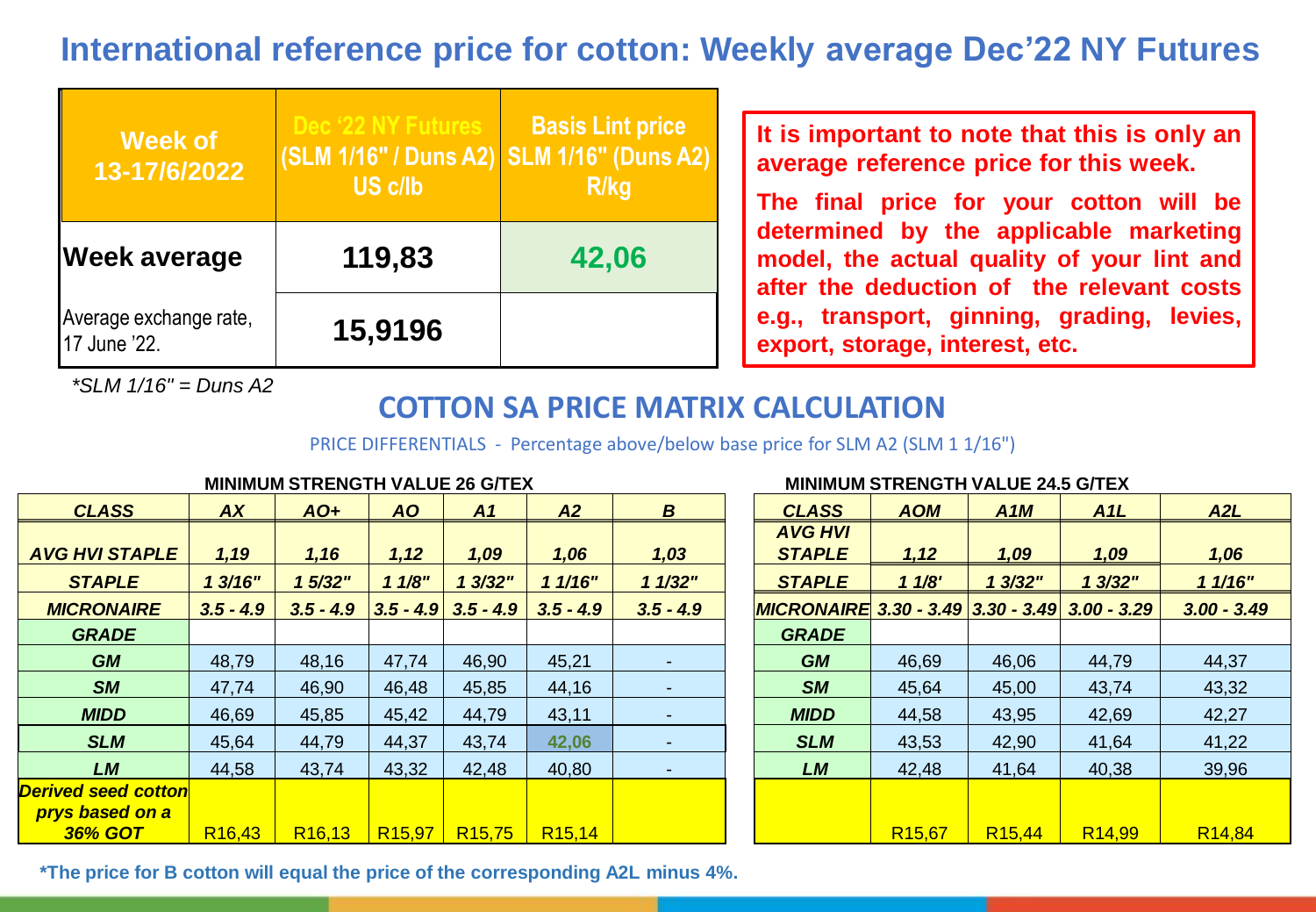# International reference price for cotton: Weekly average Dec'22 NY Futures

| Week of 13-17/6/2022 | Dec '22 NY Futures (SLM 1/16" / Duns A2) US c/lb | Basis Lint price SLM 1/16" (Duns A2) R/kg |
|---|---|---|
| **Week average** | **119,83** | **42,06** |
| Average exchange rate, 17 June '22. | **15,9196** | |

*\*SLM 1/16" = Duns A2*

**It is important to note that this is only an average reference price for this week.**

**The final price for your cotton will be determined by the applicable marketing model, the actual quality of your lint and after the deduction of the relevant costs e.g., transport, ginning, grading, levies, export, storage, interest, etc.**

## COTTON SA PRICE MATRIX CALCULATION

PRICE DIFFERENTIALS - Percentage above/below base price for SLM A2 (SLM 1 1/16")

**MINIMUM STRENGTH VALUE 26 G/TEX**

| CLASS | AX | AO+ | AO | A1 | A2 | B |
|---|---|---|---|---|---|---|
| AVG HVI STAPLE | 1,19 | 1,16 | 1,12 | 1,09 | 1,06 | 1,03 |
| STAPLE | 1 3/16" | 1 5/32" | 1 1/8" | 1 3/32" | 1 1/16" | 1 1/32" |
| MICRONAIRE | 3.5 - 4.9 | 3.5 - 4.9 | 3.5 - 4.9 | 3.5 - 4.9 | 3.5 - 4.9 | 3.5 - 4.9 |
| GRADE | | | | | | |
| GM | 48,79 | 48,16 | 47,74 | 46,90 | 45,21 | - |
| SM | 47,74 | 46,90 | 46,48 | 45,85 | 44,16 | - |
| MIDD | 46,69 | 45,85 | 45,42 | 44,79 | 43,11 | - |
| SLM | 45,64 | 44,79 | 44,37 | 43,74 | 42,06 | - |
| LM | 44,58 | 43,74 | 43,32 | 42,48 | 40,80 | - |
| Derived seed cotton prys based on a 36% GOT | R16,43 | R16,13 | R15,97 | R15,75 | R15,14 | |

**MINIMUM STRENGTH VALUE 24.5 G/TEX**

| CLASS | AOM | A1M | A1L | A2L |
|---|---|---|---|---|
| AVG HVI STAPLE | 1,12 | 1,09 | 1,09 | 1,06 |
| STAPLE | 1 1/8' | 1 3/32" | 1 3/32" | 1 1/16" |
| MICRONAIRE | 3.30 - 3.49 | 3.30 - 3.49 | 3.00 - 3.29 | 3.00 - 3.49 |
| GRADE | | | | |
| GM | 46,69 | 46,06 | 44,79 | 44,37 |
| SM | 45,64 | 45,00 | 43,74 | 43,32 |
| MIDD | 44,58 | 43,95 | 42,69 | 42,27 |
| SLM | 43,53 | 42,90 | 41,64 | 41,22 |
| LM | 42,48 | 41,64 | 40,38 | 39,96 |
| | R15,67 | R15,44 | R14,99 | R14,84 |

**\*The price for B cotton will equal the price of the corresponding A2L minus 4%.**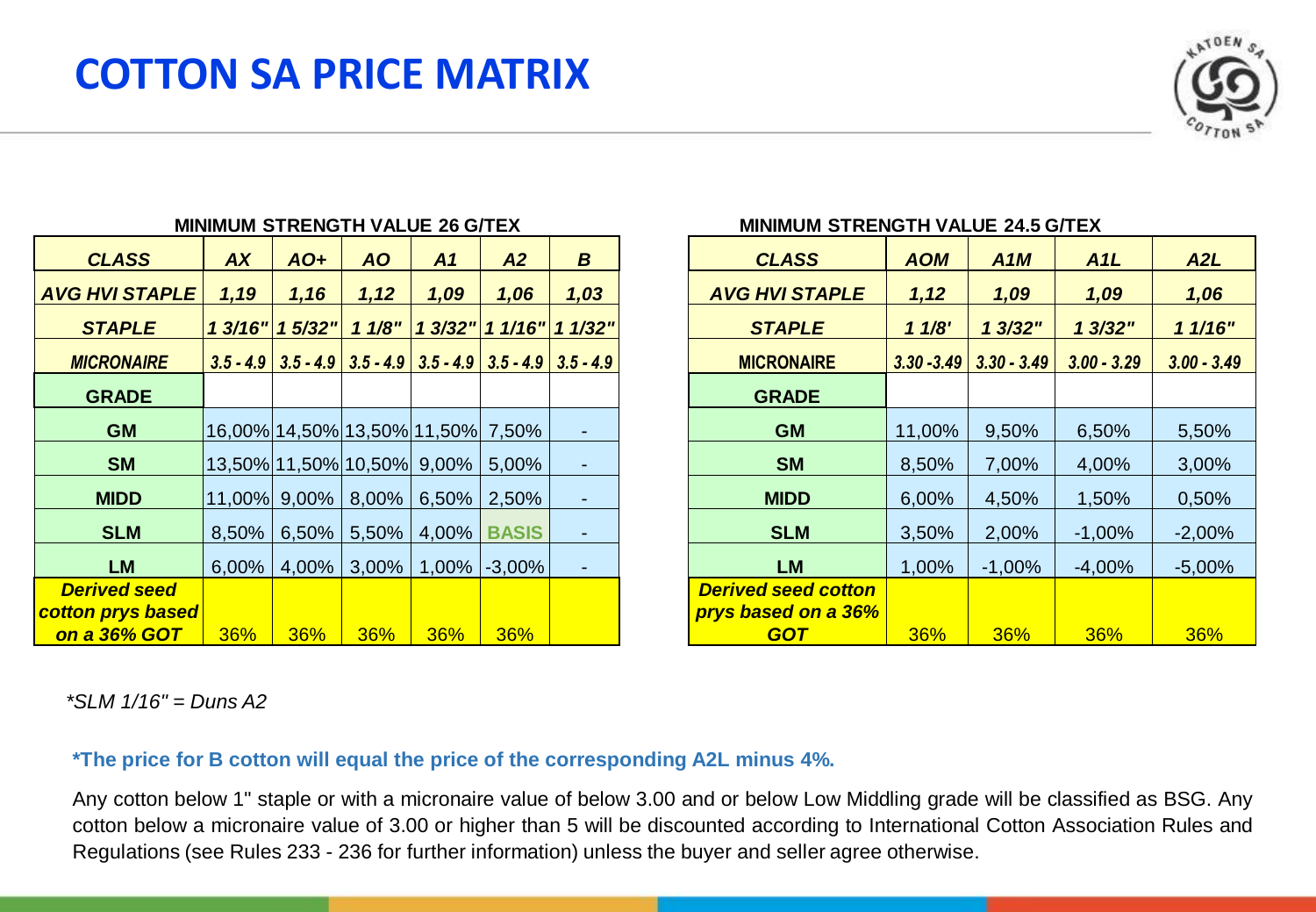# COTTON SA PRICE MATRIX

**MINIMUM STRENGTH VALUE 26 G/TEX**

| CLASS | AX | AO+ | AO | A1 | A2 | B |
|---|---|---|---|---|---|---|
| AVG HVI STAPLE | 1,19 | 1,16 | 1,12 | 1,09 | 1,06 | 1,03 |
| STAPLE | 1 3/16" | 1 5/32" | 1 1/8" | 1 3/32" | 1 1/16" | 1 1/32" |
| MICRONAIRE | 3.5 - 4.9 | 3.5 - 4.9 | 3.5 - 4.9 | 3.5 - 4.9 | 3.5 - 4.9 | 3.5 - 4.9 |
| GRADE | | | | | | |
| GM | 16,00% | 14,50% | 13,50% | 11,50% | 7,50% | - |
| SM | 13,50% | 11,50% | 10,50% | 9,00% | 5,00% | - |
| MIDD | 11,00% | 9,00% | 8,00% | 6,50% | 2,50% | - |
| SLM | 8,50% | 6,50% | 5,50% | 4,00% | BASIS | - |
| LM | 6,00% | 4,00% | 3,00% | 1,00% | -3,00% | - |
| Derived seed cotton prys based on a 36% GOT | 36% | 36% | 36% | 36% | 36% | |

**MINIMUM STRENGTH VALUE 24.5 G/TEX**

| CLASS | AOM | A1M | A1L | A2L |
|---|---|---|---|---|
| AVG HVI STAPLE | 1,12 | 1,09 | 1,09 | 1,06 |
| STAPLE | 1 1/8' | 1 3/32" | 1 3/32" | 1 1/16" |
| MICRONAIRE | 3.30 -3.49 | 3.30 - 3.49 | 3.00 - 3.29 | 3.00 - 3.49 |
| GRADE | | | | |
| GM | 11,00% | 9,50% | 6,50% | 5,50% |
| SM | 8,50% | 7,00% | 4,00% | 3,00% |
| MIDD | 6,00% | 4,50% | 1,50% | 0,50% |
| SLM | 3,50% | 2,00% | -1,00% | -2,00% |
| LM | 1,00% | -1,00% | -4,00% | -5,00% |
| Derived seed cotton prys based on a 36% GOT | 36% | 36% | 36% | 36% |

*\*SLM 1/16" = Duns A2*

**\*The price for B cotton will equal the price of the corresponding A2L minus 4%.**

Any cotton below 1" staple or with a micronaire value of below 3.00 and or below Low Middling grade will be classified as BSG. Any cotton below a micronaire value of 3.00 or higher than 5 will be discounted according to International Cotton Association Rules and Regulations (see Rules 233 - 236 for further information) unless the buyer and seller agree otherwise.